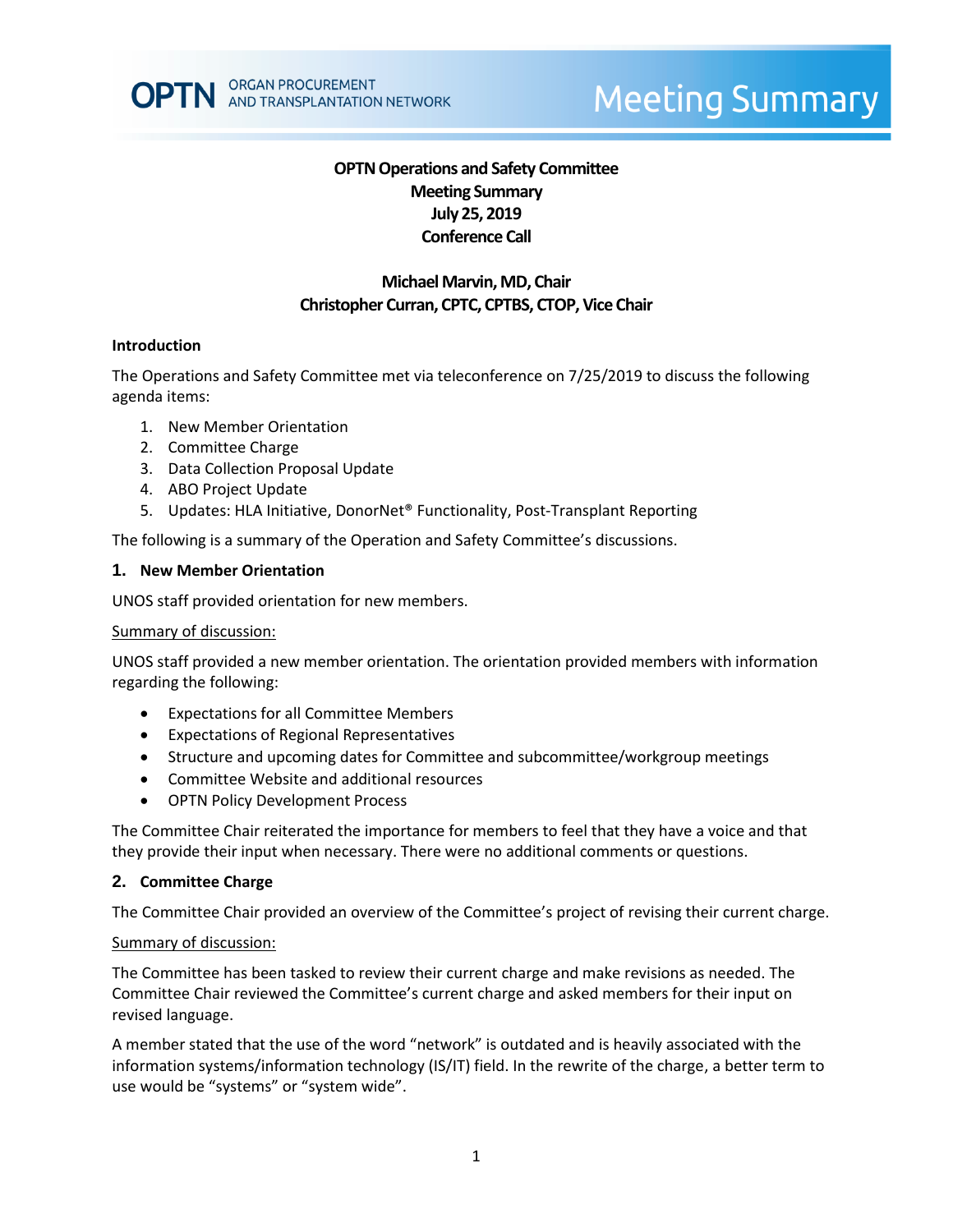OPTN ORGAN PROCUREMENT AND TRANSPLANTATION NETWORK

# Meeting Summary

**OPTN Operations and Safety Committee**
**Meeting Summary**
**July 25, 2019**
**Conference Call**

**Michael Marvin, MD, Chair**
**Christopher Curran, CPTC, CPTBS, CTOP, Vice Chair**

## Introduction

The Operations and Safety Committee met via teleconference on 7/25/2019 to discuss the following agenda items:

1. New Member Orientation
2. Committee Charge
3. Data Collection Proposal Update
4. ABO Project Update
5. Updates: HLA Initiative, DonorNet® Functionality, Post-Transplant Reporting

The following is a summary of the Operation and Safety Committee's discussions.

## 1. New Member Orientation

UNOS staff provided orientation for new members.

Summary of discussion:

UNOS staff provided a new member orientation. The orientation provided members with information regarding the following:

- Expectations for all Committee Members
- Expectations of Regional Representatives
- Structure and upcoming dates for Committee and subcommittee/workgroup meetings
- Committee Website and additional resources
- OPTN Policy Development Process

The Committee Chair reiterated the importance for members to feel that they have a voice and that they provide their input when necessary. There were no additional comments or questions.

## 2. Committee Charge

The Committee Chair provided an overview of the Committee's project of revising their current charge.

Summary of discussion:

The Committee has been tasked to review their current charge and make revisions as needed. The Committee Chair reviewed the Committee's current charge and asked members for their input on revised language.

A member stated that the use of the word "network" is outdated and is heavily associated with the information systems/information technology (IS/IT) field. In the rewrite of the charge, a better term to use would be "systems" or "system wide".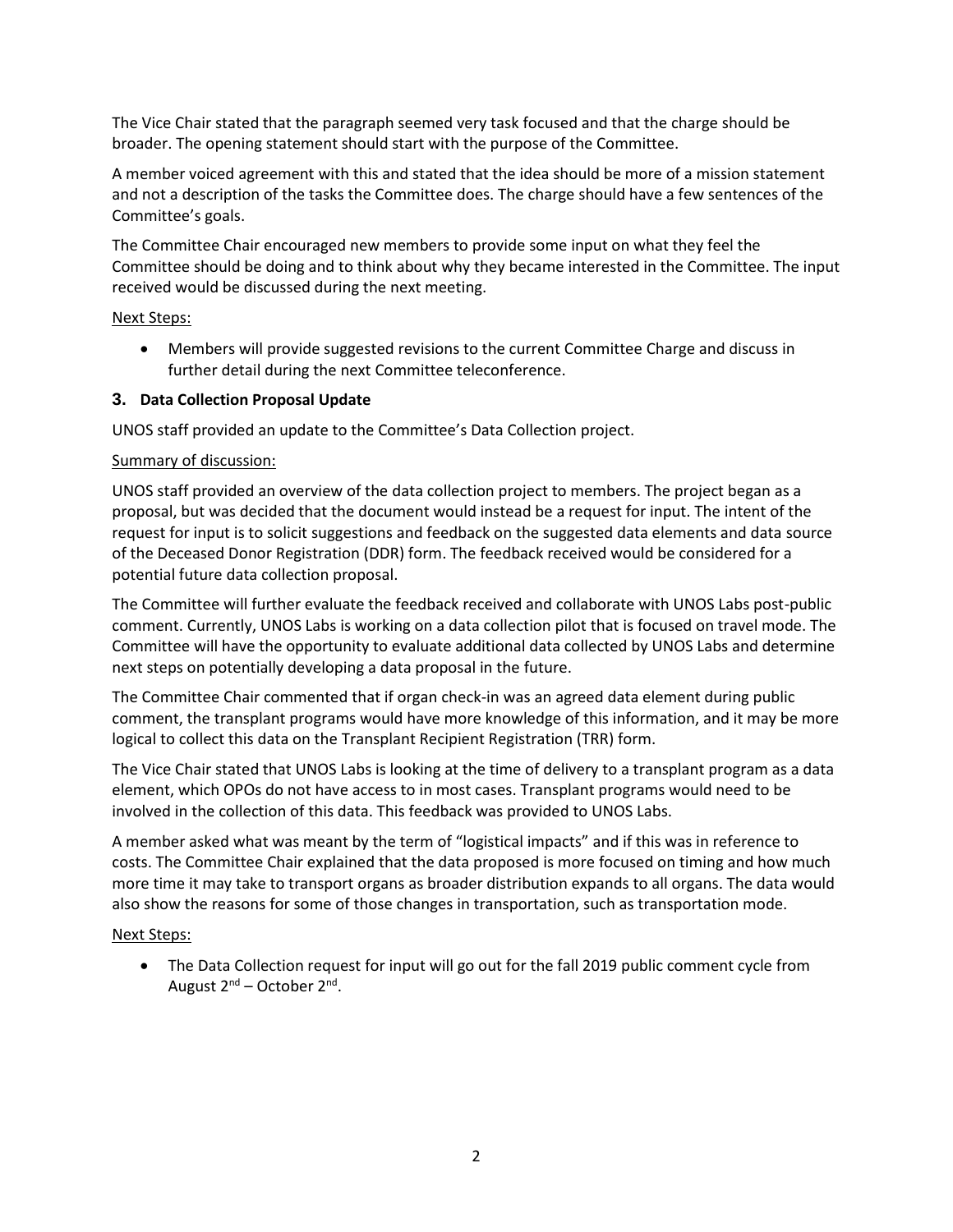The Vice Chair stated that the paragraph seemed very task focused and that the charge should be broader. The opening statement should start with the purpose of the Committee.

A member voiced agreement with this and stated that the idea should be more of a mission statement and not a description of the tasks the Committee does. The charge should have a few sentences of the Committee's goals.

The Committee Chair encouraged new members to provide some input on what they feel the Committee should be doing and to think about why they became interested in the Committee. The input received would be discussed during the next meeting.

Next Steps:

- Members will provide suggested revisions to the current Committee Charge and discuss in further detail during the next Committee teleconference.

### 3. Data Collection Proposal Update

UNOS staff provided an update to the Committee's Data Collection project.

Summary of discussion:

UNOS staff provided an overview of the data collection project to members. The project began as a proposal, but was decided that the document would instead be a request for input. The intent of the request for input is to solicit suggestions and feedback on the suggested data elements and data source of the Deceased Donor Registration (DDR) form. The feedback received would be considered for a potential future data collection proposal.

The Committee will further evaluate the feedback received and collaborate with UNOS Labs post-public comment. Currently, UNOS Labs is working on a data collection pilot that is focused on travel mode. The Committee will have the opportunity to evaluate additional data collected by UNOS Labs and determine next steps on potentially developing a data proposal in the future.

The Committee Chair commented that if organ check-in was an agreed data element during public comment, the transplant programs would have more knowledge of this information, and it may be more logical to collect this data on the Transplant Recipient Registration (TRR) form.

The Vice Chair stated that UNOS Labs is looking at the time of delivery to a transplant program as a data element, which OPOs do not have access to in most cases. Transplant programs would need to be involved in the collection of this data. This feedback was provided to UNOS Labs.

A member asked what was meant by the term of "logistical impacts" and if this was in reference to costs. The Committee Chair explained that the data proposed is more focused on timing and how much more time it may take to transport organs as broader distribution expands to all organs. The data would also show the reasons for some of those changes in transportation, such as transportation mode.

Next Steps:

- The Data Collection request for input will go out for the fall 2019 public comment cycle from August 2nd – October 2nd.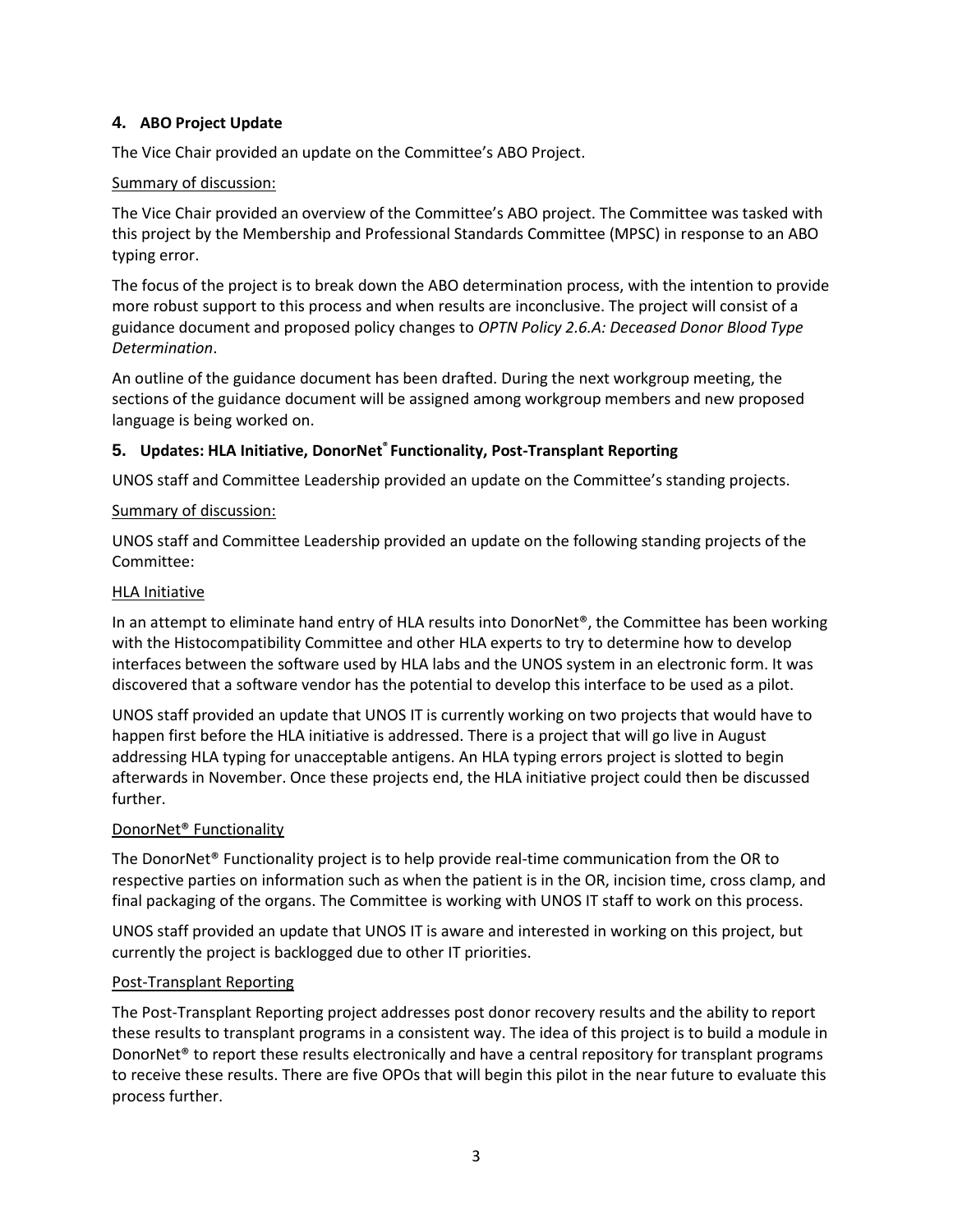## 4. ABO Project Update

The Vice Chair provided an update on the Committee's ABO Project.

Summary of discussion:

The Vice Chair provided an overview of the Committee's ABO project. The Committee was tasked with this project by the Membership and Professional Standards Committee (MPSC) in response to an ABO typing error.

The focus of the project is to break down the ABO determination process, with the intention to provide more robust support to this process and when results are inconclusive. The project will consist of a guidance document and proposed policy changes to *OPTN Policy 2.6.A: Deceased Donor Blood Type Determination*.

An outline of the guidance document has been drafted. During the next workgroup meeting, the sections of the guidance document will be assigned among workgroup members and new proposed language is being worked on.

## 5. Updates: HLA Initiative, DonorNet® Functionality, Post-Transplant Reporting

UNOS staff and Committee Leadership provided an update on the Committee's standing projects.

Summary of discussion:

UNOS staff and Committee Leadership provided an update on the following standing projects of the Committee:

HLA Initiative

In an attempt to eliminate hand entry of HLA results into DonorNet®, the Committee has been working with the Histocompatibility Committee and other HLA experts to try to determine how to develop interfaces between the software used by HLA labs and the UNOS system in an electronic form. It was discovered that a software vendor has the potential to develop this interface to be used as a pilot.

UNOS staff provided an update that UNOS IT is currently working on two projects that would have to happen first before the HLA initiative is addressed. There is a project that will go live in August addressing HLA typing for unacceptable antigens. An HLA typing errors project is slotted to begin afterwards in November. Once these projects end, the HLA initiative project could then be discussed further.

DonorNet® Functionality

The DonorNet® Functionality project is to help provide real-time communication from the OR to respective parties on information such as when the patient is in the OR, incision time, cross clamp, and final packaging of the organs. The Committee is working with UNOS IT staff to work on this process.

UNOS staff provided an update that UNOS IT is aware and interested in working on this project, but currently the project is backlogged due to other IT priorities.

Post-Transplant Reporting

The Post-Transplant Reporting project addresses post donor recovery results and the ability to report these results to transplant programs in a consistent way. The idea of this project is to build a module in DonorNet® to report these results electronically and have a central repository for transplant programs to receive these results. There are five OPOs that will begin this pilot in the near future to evaluate this process further.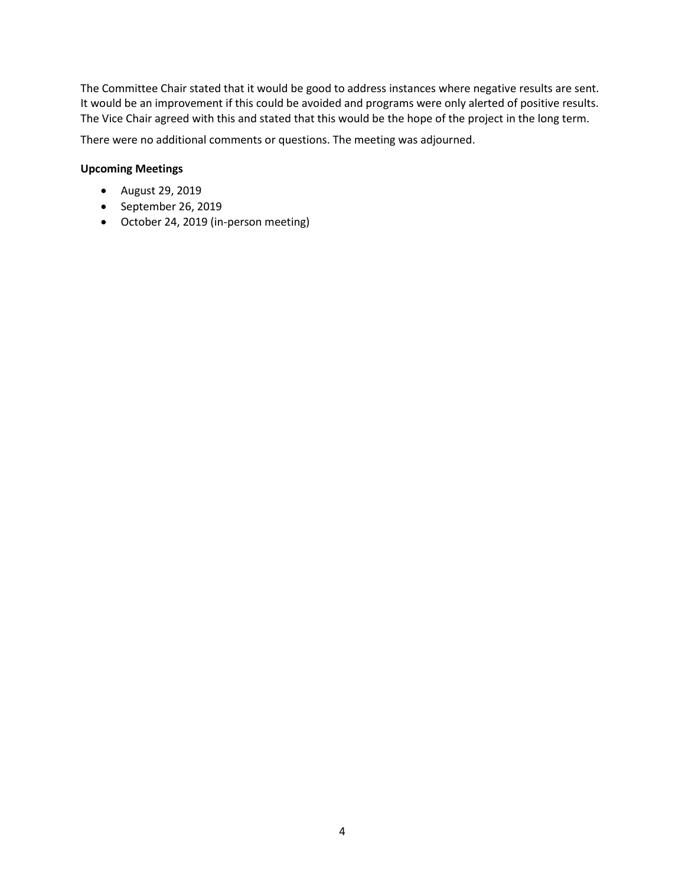The Committee Chair stated that it would be good to address instances where negative results are sent. It would be an improvement if this could be avoided and programs were only alerted of positive results. The Vice Chair agreed with this and stated that this would be the hope of the project in the long term.

There were no additional comments or questions. The meeting was adjourned.

**Upcoming Meetings**

- August 29, 2019
- September 26, 2019
- October 24, 2019 (in-person meeting)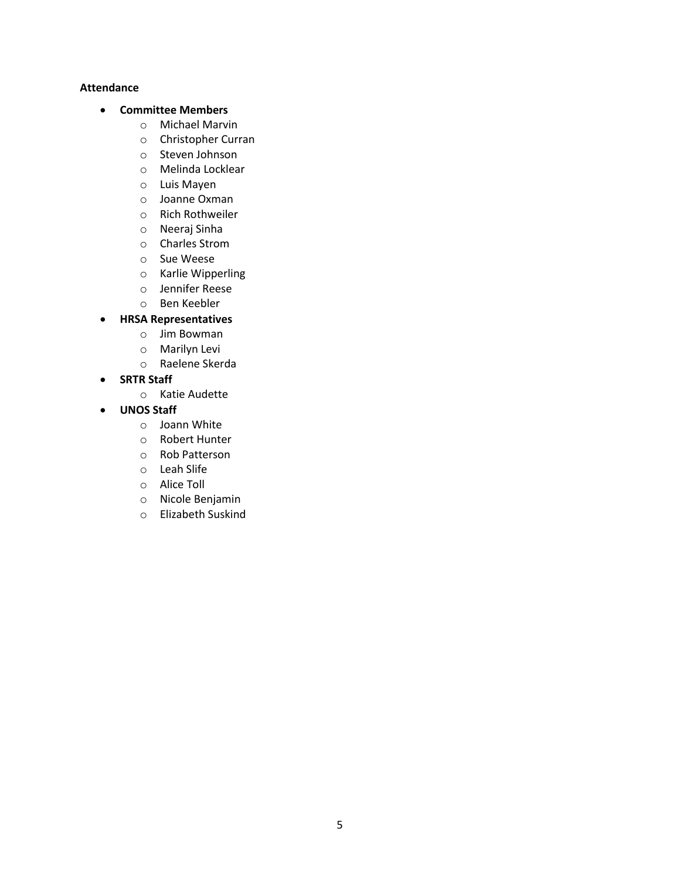**Attendance**

- **Committee Members**
  - Michael Marvin
  - Christopher Curran
  - Steven Johnson
  - Melinda Locklear
  - Luis Mayen
  - Joanne Oxman
  - Rich Rothweiler
  - Neeraj Sinha
  - Charles Strom
  - Sue Weese
  - Karlie Wipperling
  - Jennifer Reese
  - Ben Keebler
- **HRSA Representatives**
  - Jim Bowman
  - Marilyn Levi
  - Raelene Skerda
- **SRTR Staff**
  - Katie Audette
- **UNOS Staff**
  - Joann White
  - Robert Hunter
  - Rob Patterson
  - Leah Slife
  - Alice Toll
  - Nicole Benjamin
  - Elizabeth Suskind